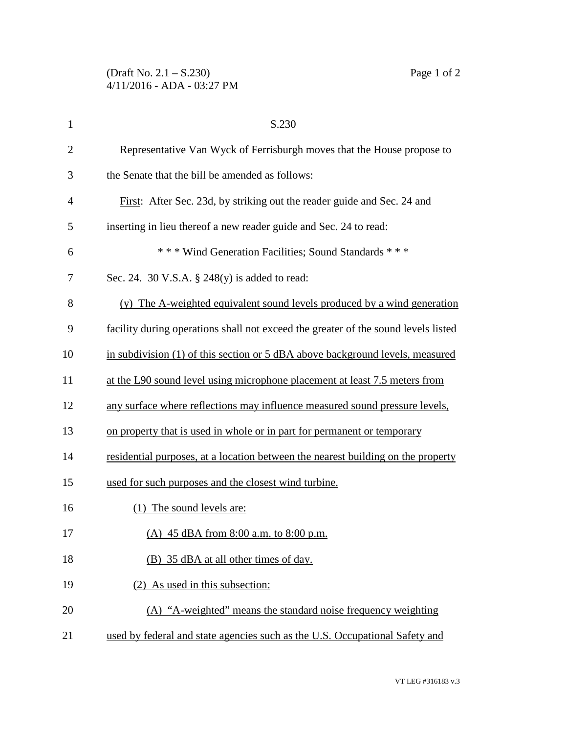S.230

Representative Van Wyck of Ferrisburgh moves that the House propose to the Senate that the bill be amended as follows:

First: After Sec. 23d, by striking out the reader guide and Sec. 24 and inserting in lieu thereof a new reader guide and Sec. 24 to read:

\* \* \* Wind Generation Facilities; Sound Standards \* \* \*

Sec. 24. 30 V.S.A. § 248(y) is added to read:

(y) The A-weighted equivalent sound levels produced by a wind generation facility during operations shall not exceed the greater of the sound levels listed in subdivision (1) of this section or 5 dBA above background levels, measured at the L90 sound level using microphone placement at least 7.5 meters from any surface where reflections may influence measured sound pressure levels, on property that is used in whole or in part for permanent or temporary residential purposes, at a location between the nearest building on the property used for such purposes and the closest wind turbine.

(1) The sound levels are:

(A) 45 dBA from 8:00 a.m. to 8:00 p.m.

(B) 35 dBA at all other times of day.

(2) As used in this subsection:

(A) "A-weighted" means the standard noise frequency weighting used by federal and state agencies such as the U.S. Occupational Safety and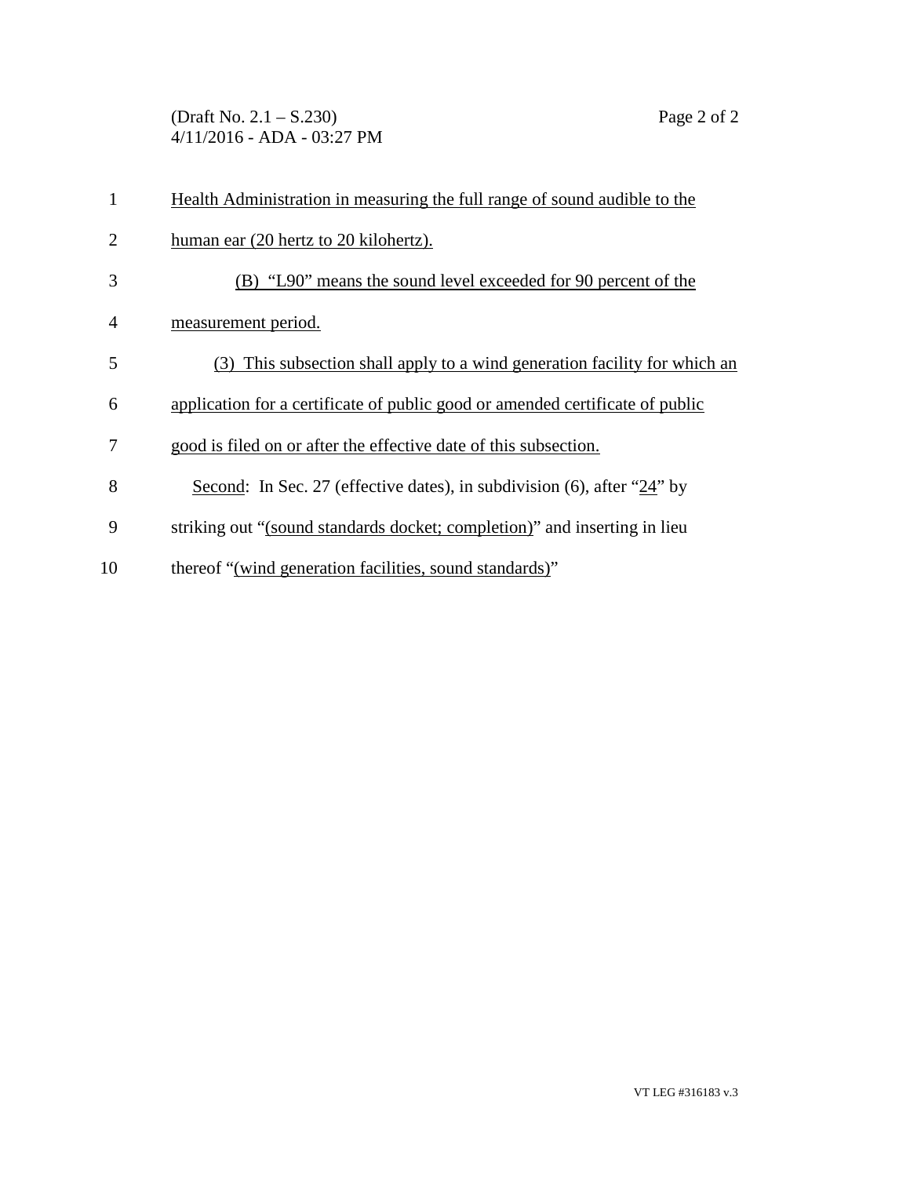Health Administration in measuring the full range of sound audible to the human ear (20 hertz to 20 kilohertz).

(B) "L90" means the sound level exceeded for 90 percent of the measurement period.

(3) This subsection shall apply to a wind generation facility for which an application for a certificate of public good or amended certificate of public good is filed on or after the effective date of this subsection.

Second: In Sec. 27 (effective dates), in subdivision (6), after "24" by striking out "(sound standards docket; completion)" and inserting in lieu thereof "(wind generation facilities, sound standards)"